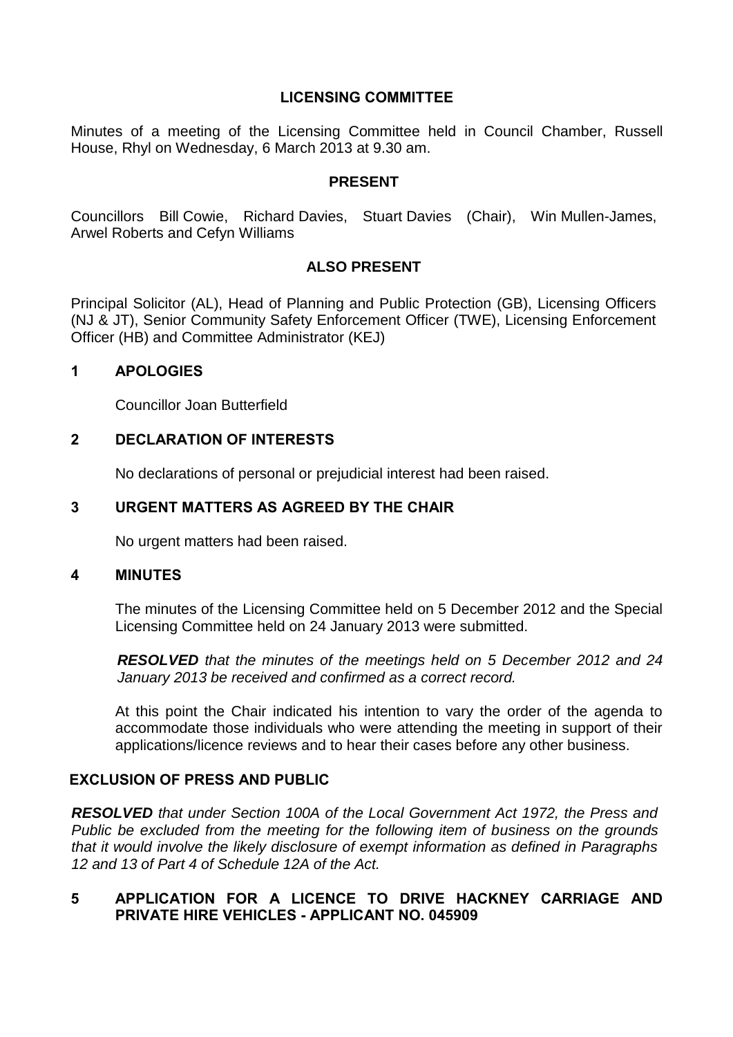# LICENSING COMMITTEE

Minutes of a meeting of the Licensing Committee held in Council Chamber, Russell House, Rhyl on Wednesday, 6 March 2013 at 9.30 am.

## PRESENT

Councillors Bill Cowie, Richard Davies, Stuart Davies (Chair), Win Mullen-James, Arwel Roberts and Cefyn Williams

## ALSO PRESENT

Principal Solicitor (AL), Head of Planning and Public Protection (GB), Licensing Officers (NJ & JT), Senior Community Safety Enforcement Officer (TWE), Licensing Enforcement Officer (HB) and Committee Administrator (KEJ)

## 1 APOLOGIES

Councillor Joan Butterfield

## 2 DECLARATION OF INTERESTS

No declarations of personal or prejudicial interest had been raised.

## 3 URGENT MATTERS AS AGREED BY THE CHAIR

No urgent matters had been raised.

## 4 MINUTES

The minutes of the Licensing Committee held on 5 December 2012 and the Special Licensing Committee held on 24 January 2013 were submitted.

***RESOLVED*** *that the minutes of the meetings held on 5 December 2012 and 24 January 2013 be received and confirmed as a correct record.*

At this point the Chair indicated his intention to vary the order of the agenda to accommodate those individuals who were attending the meeting in support of their applications/licence reviews and to hear their cases before any other business.

## EXCLUSION OF PRESS AND PUBLIC

***RESOLVED*** *that under Section 100A of the Local Government Act 1972, the Press and Public be excluded from the meeting for the following item of business on the grounds that it would involve the likely disclosure of exempt information as defined in Paragraphs 12 and 13 of Part 4 of Schedule 12A of the Act.*

## 5 APPLICATION FOR A LICENCE TO DRIVE HACKNEY CARRIAGE AND PRIVATE HIRE VEHICLES - APPLICANT NO. 045909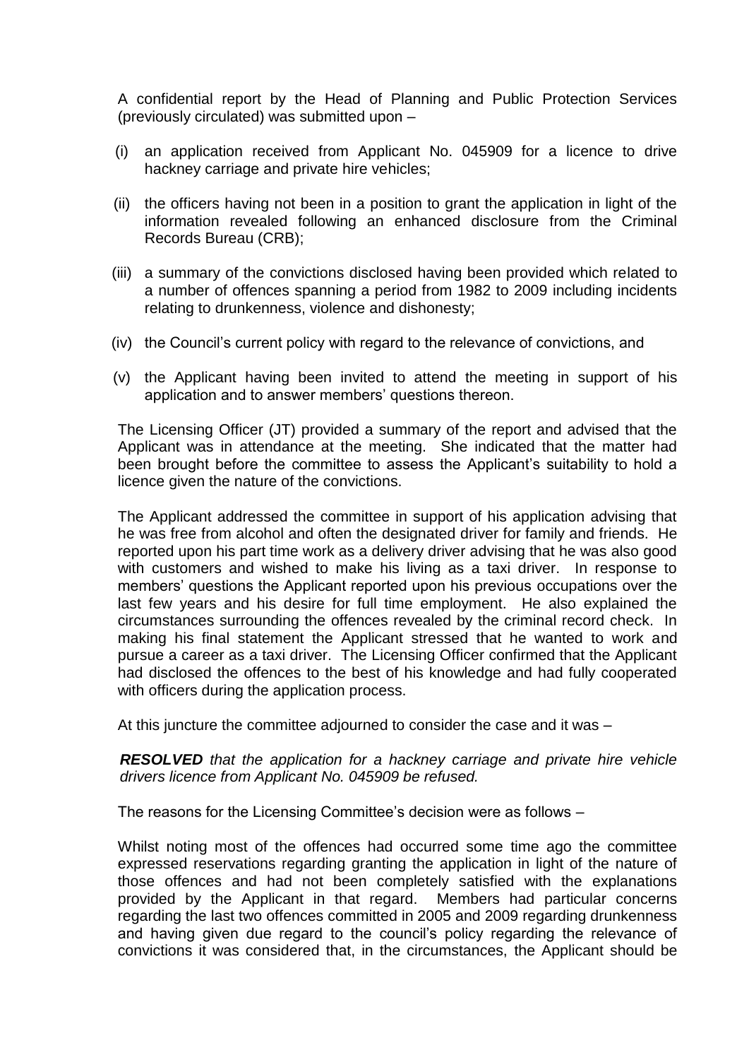A confidential report by the Head of Planning and Public Protection Services (previously circulated) was submitted upon –

(i) an application received from Applicant No. 045909 for a licence to drive hackney carriage and private hire vehicles;

(ii) the officers having not been in a position to grant the application in light of the information revealed following an enhanced disclosure from the Criminal Records Bureau (CRB);

(iii) a summary of the convictions disclosed having been provided which related to a number of offences spanning a period from 1982 to 2009 including incidents relating to drunkenness, violence and dishonesty;

(iv) the Council's current policy with regard to the relevance of convictions, and

(v) the Applicant having been invited to attend the meeting in support of his application and to answer members' questions thereon.

The Licensing Officer (JT) provided a summary of the report and advised that the Applicant was in attendance at the meeting. She indicated that the matter had been brought before the committee to assess the Applicant's suitability to hold a licence given the nature of the convictions.

The Applicant addressed the committee in support of his application advising that he was free from alcohol and often the designated driver for family and friends. He reported upon his part time work as a delivery driver advising that he was also good with customers and wished to make his living as a taxi driver. In response to members' questions the Applicant reported upon his previous occupations over the last few years and his desire for full time employment. He also explained the circumstances surrounding the offences revealed by the criminal record check. In making his final statement the Applicant stressed that he wanted to work and pursue a career as a taxi driver. The Licensing Officer confirmed that the Applicant had disclosed the offences to the best of his knowledge and had fully cooperated with officers during the application process.

At this juncture the committee adjourned to consider the case and it was –

***RESOLVED*** *that the application for a hackney carriage and private hire vehicle drivers licence from Applicant No. 045909 be refused.*

The reasons for the Licensing Committee's decision were as follows –

Whilst noting most of the offences had occurred some time ago the committee expressed reservations regarding granting the application in light of the nature of those offences and had not been completely satisfied with the explanations provided by the Applicant in that regard. Members had particular concerns regarding the last two offences committed in 2005 and 2009 regarding drunkenness and having given due regard to the council's policy regarding the relevance of convictions it was considered that, in the circumstances, the Applicant should be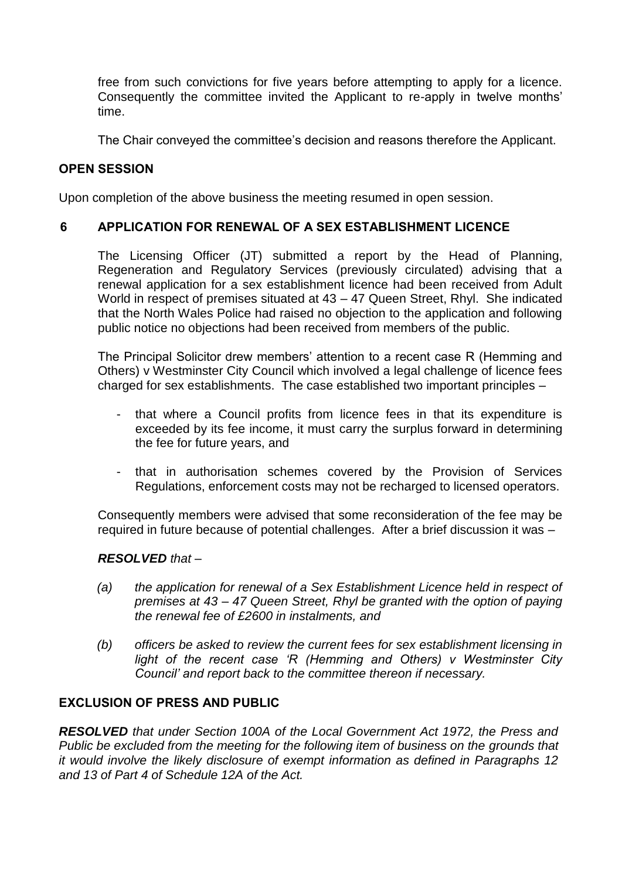free from such convictions for five years before attempting to apply for a licence. Consequently the committee invited the Applicant to re-apply in twelve months' time.

The Chair conveyed the committee's decision and reasons therefore the Applicant.

**OPEN SESSION**

Upon completion of the above business the meeting resumed in open session.

## 6 APPLICATION FOR RENEWAL OF A SEX ESTABLISHMENT LICENCE

The Licensing Officer (JT) submitted a report by the Head of Planning, Regeneration and Regulatory Services (previously circulated) advising that a renewal application for a sex establishment licence had been received from Adult World in respect of premises situated at 43 – 47 Queen Street, Rhyl. She indicated that the North Wales Police had raised no objection to the application and following public notice no objections had been received from members of the public.

The Principal Solicitor drew members' attention to a recent case R (Hemming and Others) v Westminster City Council which involved a legal challenge of licence fees charged for sex establishments. The case established two important principles –

- that where a Council profits from licence fees in that its expenditure is exceeded by its fee income, it must carry the surplus forward in determining the fee for future years, and
- that in authorisation schemes covered by the Provision of Services Regulations, enforcement costs may not be recharged to licensed operators.

Consequently members were advised that some reconsideration of the fee may be required in future because of potential challenges. After a brief discussion it was –

***RESOLVED*** *that –*

*(a) the application for renewal of a Sex Establishment Licence held in respect of premises at 43 – 47 Queen Street, Rhyl be granted with the option of paying the renewal fee of £2600 in instalments, and*

*(b) officers be asked to review the current fees for sex establishment licensing in light of the recent case 'R (Hemming and Others) v Westminster City Council' and report back to the committee thereon if necessary.*

**EXCLUSION OF PRESS AND PUBLIC**

***RESOLVED*** *that under Section 100A of the Local Government Act 1972, the Press and Public be excluded from the meeting for the following item of business on the grounds that it would involve the likely disclosure of exempt information as defined in Paragraphs 12 and 13 of Part 4 of Schedule 12A of the Act.*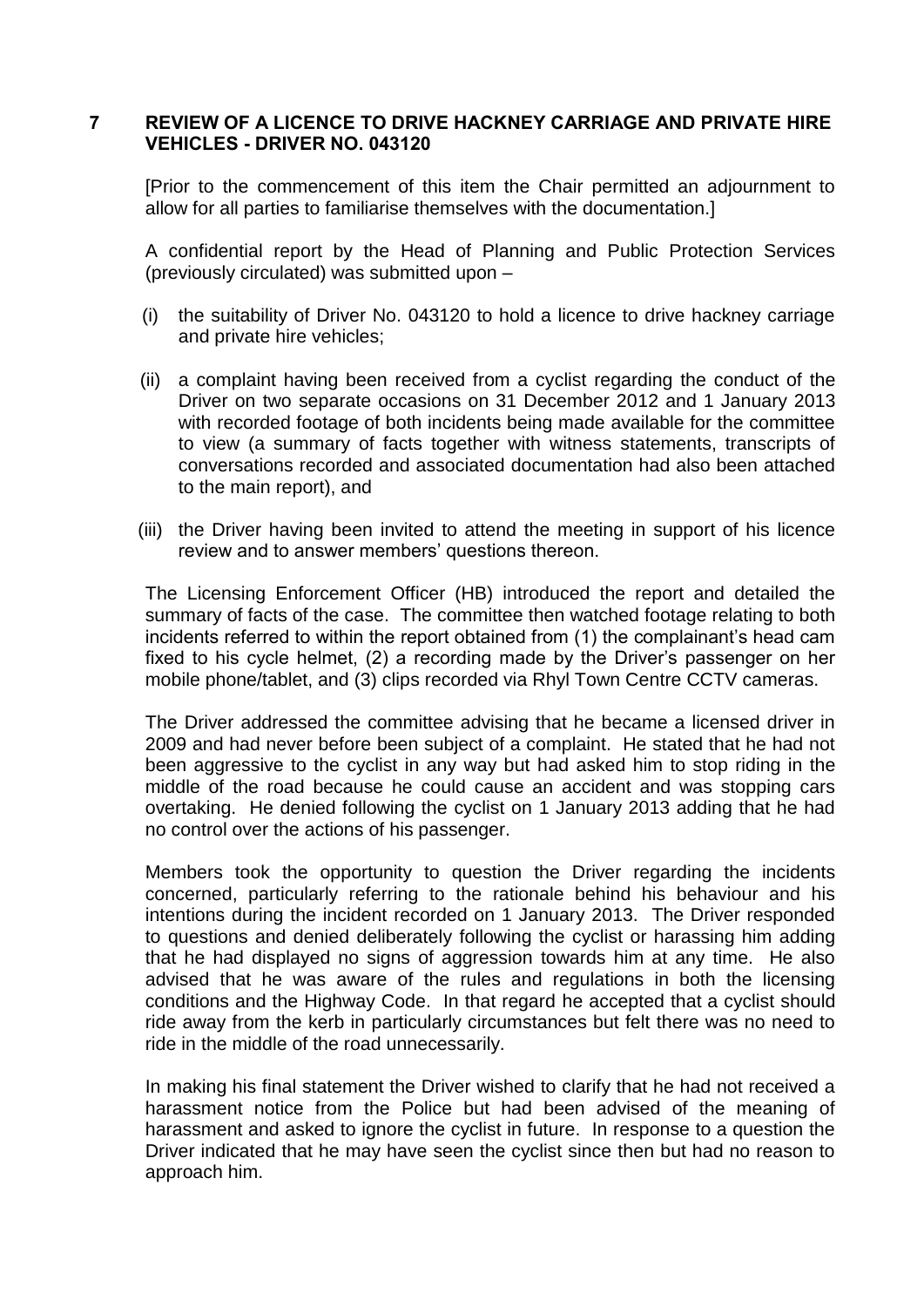## 7 REVIEW OF A LICENCE TO DRIVE HACKNEY CARRIAGE AND PRIVATE HIRE VEHICLES - DRIVER NO. 043120

[Prior to the commencement of this item the Chair permitted an adjournment to allow for all parties to familiarise themselves with the documentation.]

A confidential report by the Head of Planning and Public Protection Services (previously circulated) was submitted upon –

(i) the suitability of Driver No. 043120 to hold a licence to drive hackney carriage and private hire vehicles;

(ii) a complaint having been received from a cyclist regarding the conduct of the Driver on two separate occasions on 31 December 2012 and 1 January 2013 with recorded footage of both incidents being made available for the committee to view (a summary of facts together with witness statements, transcripts of conversations recorded and associated documentation had also been attached to the main report), and

(iii) the Driver having been invited to attend the meeting in support of his licence review and to answer members' questions thereon.

The Licensing Enforcement Officer (HB) introduced the report and detailed the summary of facts of the case. The committee then watched footage relating to both incidents referred to within the report obtained from (1) the complainant's head cam fixed to his cycle helmet, (2) a recording made by the Driver's passenger on her mobile phone/tablet, and (3) clips recorded via Rhyl Town Centre CCTV cameras.

The Driver addressed the committee advising that he became a licensed driver in 2009 and had never before been subject of a complaint. He stated that he had not been aggressive to the cyclist in any way but had asked him to stop riding in the middle of the road because he could cause an accident and was stopping cars overtaking. He denied following the cyclist on 1 January 2013 adding that he had no control over the actions of his passenger.

Members took the opportunity to question the Driver regarding the incidents concerned, particularly referring to the rationale behind his behaviour and his intentions during the incident recorded on 1 January 2013. The Driver responded to questions and denied deliberately following the cyclist or harassing him adding that he had displayed no signs of aggression towards him at any time. He also advised that he was aware of the rules and regulations in both the licensing conditions and the Highway Code. In that regard he accepted that a cyclist should ride away from the kerb in particularly circumstances but felt there was no need to ride in the middle of the road unnecessarily.

In making his final statement the Driver wished to clarify that he had not received a harassment notice from the Police but had been advised of the meaning of harassment and asked to ignore the cyclist in future. In response to a question the Driver indicated that he may have seen the cyclist since then but had no reason to approach him.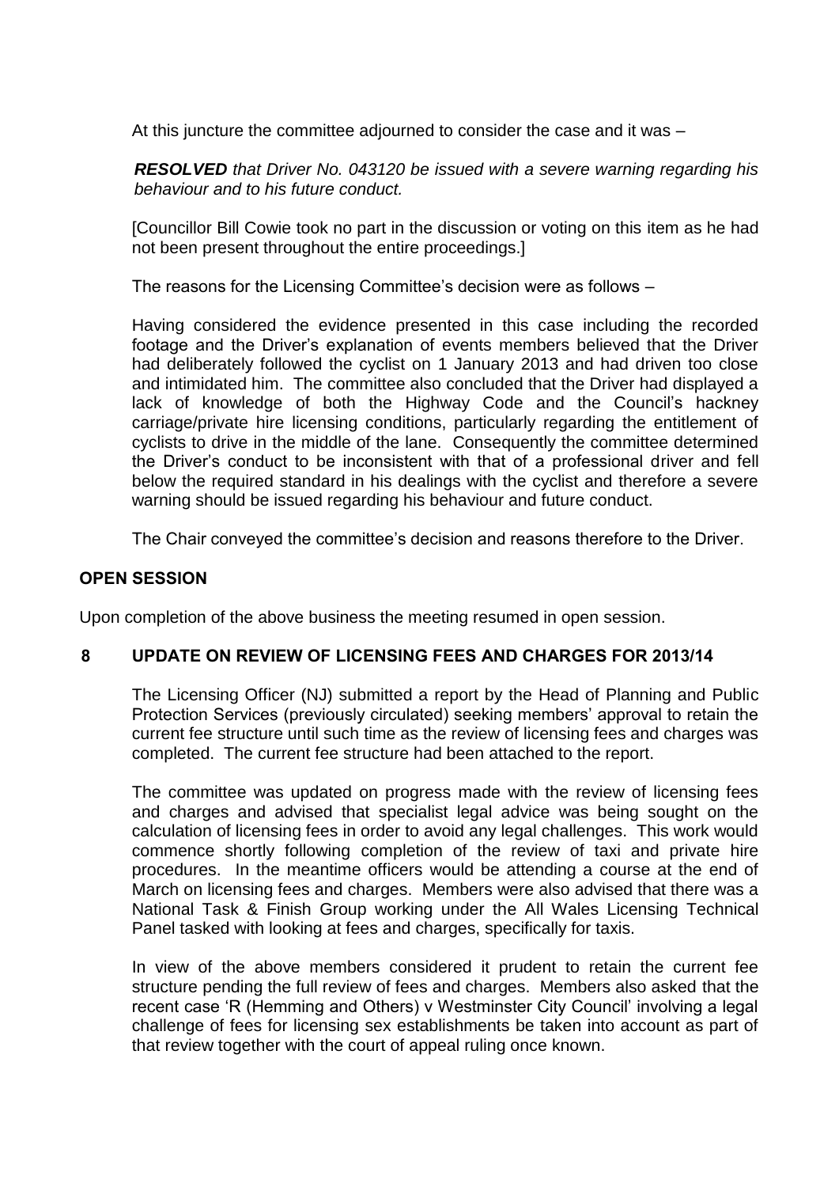At this juncture the committee adjourned to consider the case and it was –

***RESOLVED*** *that Driver No. 043120 be issued with a severe warning regarding his behaviour and to his future conduct.*

[Councillor Bill Cowie took no part in the discussion or voting on this item as he had not been present throughout the entire proceedings.]

The reasons for the Licensing Committee's decision were as follows –

Having considered the evidence presented in this case including the recorded footage and the Driver's explanation of events members believed that the Driver had deliberately followed the cyclist on 1 January 2013 and had driven too close and intimidated him. The committee also concluded that the Driver had displayed a lack of knowledge of both the Highway Code and the Council's hackney carriage/private hire licensing conditions, particularly regarding the entitlement of cyclists to drive in the middle of the lane. Consequently the committee determined the Driver's conduct to be inconsistent with that of a professional driver and fell below the required standard in his dealings with the cyclist and therefore a severe warning should be issued regarding his behaviour and future conduct.

The Chair conveyed the committee's decision and reasons therefore to the Driver.

**OPEN SESSION**

Upon completion of the above business the meeting resumed in open session.

**8 UPDATE ON REVIEW OF LICENSING FEES AND CHARGES FOR 2013/14**

The Licensing Officer (NJ) submitted a report by the Head of Planning and Public Protection Services (previously circulated) seeking members' approval to retain the current fee structure until such time as the review of licensing fees and charges was completed. The current fee structure had been attached to the report.

The committee was updated on progress made with the review of licensing fees and charges and advised that specialist legal advice was being sought on the calculation of licensing fees in order to avoid any legal challenges. This work would commence shortly following completion of the review of taxi and private hire procedures. In the meantime officers would be attending a course at the end of March on licensing fees and charges. Members were also advised that there was a National Task & Finish Group working under the All Wales Licensing Technical Panel tasked with looking at fees and charges, specifically for taxis.

In view of the above members considered it prudent to retain the current fee structure pending the full review of fees and charges. Members also asked that the recent case 'R (Hemming and Others) v Westminster City Council' involving a legal challenge of fees for licensing sex establishments be taken into account as part of that review together with the court of appeal ruling once known.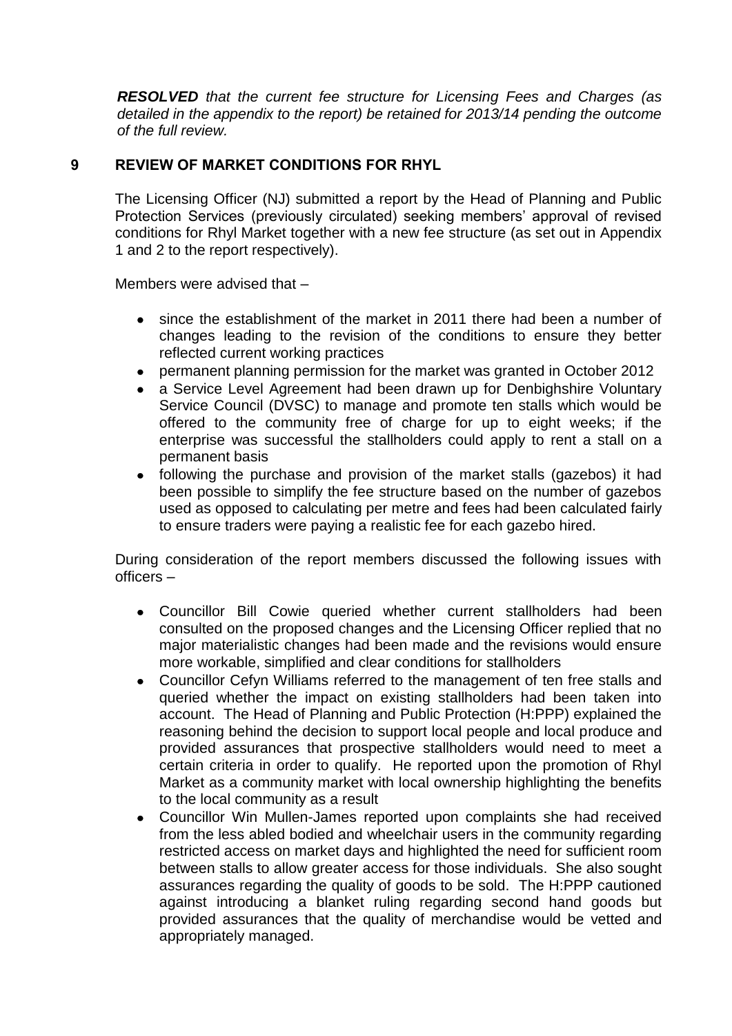***RESOLVED** that the current fee structure for Licensing Fees and Charges (as detailed in the appendix to the report) be retained for 2013/14 pending the outcome of the full review.*

## 9 REVIEW OF MARKET CONDITIONS FOR RHYL

The Licensing Officer (NJ) submitted a report by the Head of Planning and Public Protection Services (previously circulated) seeking members' approval of revised conditions for Rhyl Market together with a new fee structure (as set out in Appendix 1 and 2 to the report respectively).

Members were advised that –

- since the establishment of the market in 2011 there had been a number of changes leading to the revision of the conditions to ensure they better reflected current working practices
- permanent planning permission for the market was granted in October 2012
- a Service Level Agreement had been drawn up for Denbighshire Voluntary Service Council (DVSC) to manage and promote ten stalls which would be offered to the community free of charge for up to eight weeks; if the enterprise was successful the stallholders could apply to rent a stall on a permanent basis
- following the purchase and provision of the market stalls (gazebos) it had been possible to simplify the fee structure based on the number of gazebos used as opposed to calculating per metre and fees had been calculated fairly to ensure traders were paying a realistic fee for each gazebo hired.

During consideration of the report members discussed the following issues with officers –

- Councillor Bill Cowie queried whether current stallholders had been consulted on the proposed changes and the Licensing Officer replied that no major materialistic changes had been made and the revisions would ensure more workable, simplified and clear conditions for stallholders
- Councillor Cefyn Williams referred to the management of ten free stalls and queried whether the impact on existing stallholders had been taken into account. The Head of Planning and Public Protection (H:PPP) explained the reasoning behind the decision to support local people and local produce and provided assurances that prospective stallholders would need to meet a certain criteria in order to qualify. He reported upon the promotion of Rhyl Market as a community market with local ownership highlighting the benefits to the local community as a result
- Councillor Win Mullen-James reported upon complaints she had received from the less abled bodied and wheelchair users in the community regarding restricted access on market days and highlighted the need for sufficient room between stalls to allow greater access for those individuals. She also sought assurances regarding the quality of goods to be sold. The H:PPP cautioned against introducing a blanket ruling regarding second hand goods but provided assurances that the quality of merchandise would be vetted and appropriately managed.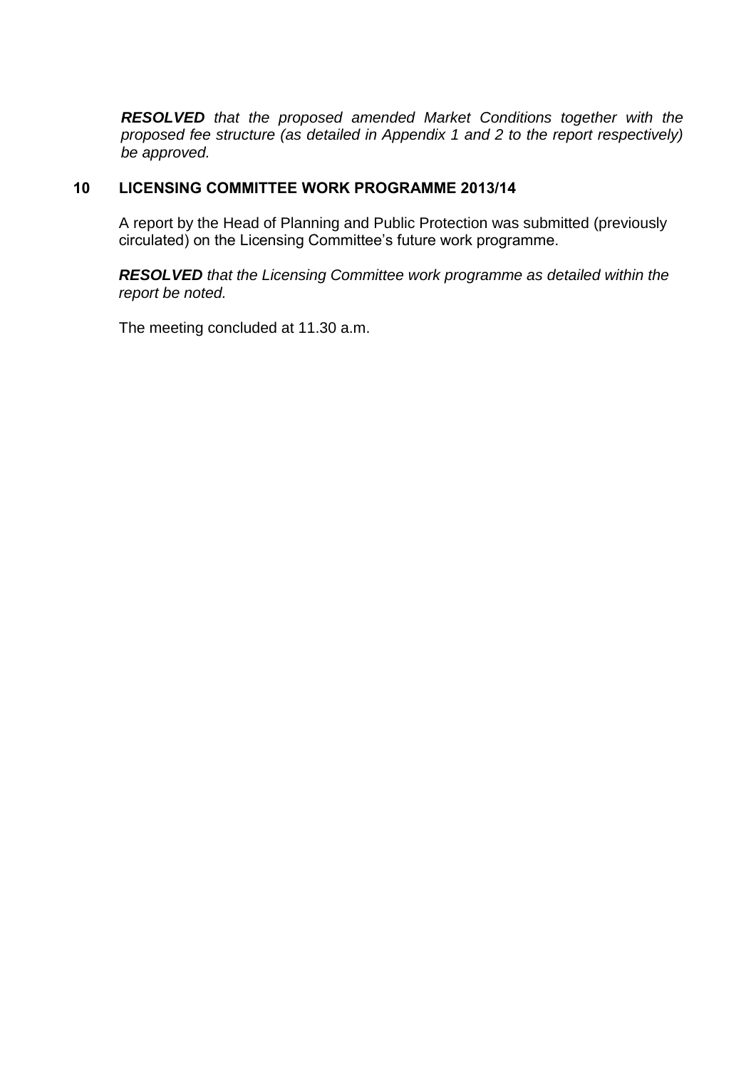***RESOLVED*** *that the proposed amended Market Conditions together with the proposed fee structure (as detailed in Appendix 1 and 2 to the report respectively) be approved.*

## 10 LICENSING COMMITTEE WORK PROGRAMME 2013/14

A report by the Head of Planning and Public Protection was submitted (previously circulated) on the Licensing Committee's future work programme.

***RESOLVED*** *that the Licensing Committee work programme as detailed within the report be noted.*

The meeting concluded at 11.30 a.m.